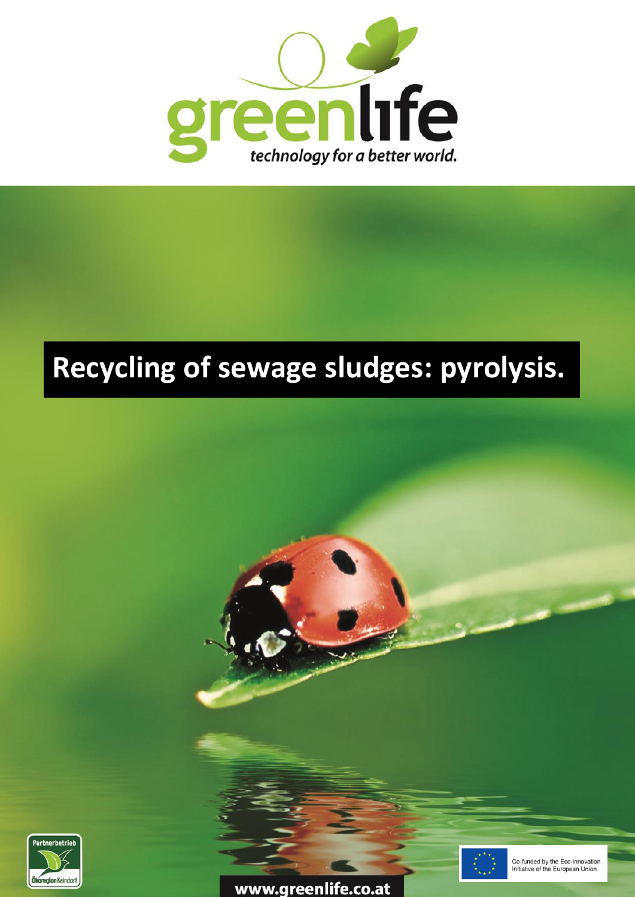greenlife

*technology for a better world.*

# Recycling of sewage sludges: pyrolysis.

Partnerbetrieb Ökoregion Kaindorf

Co-funded by the Eco-innovation Initiative of the European Union

www.greenlife.co.at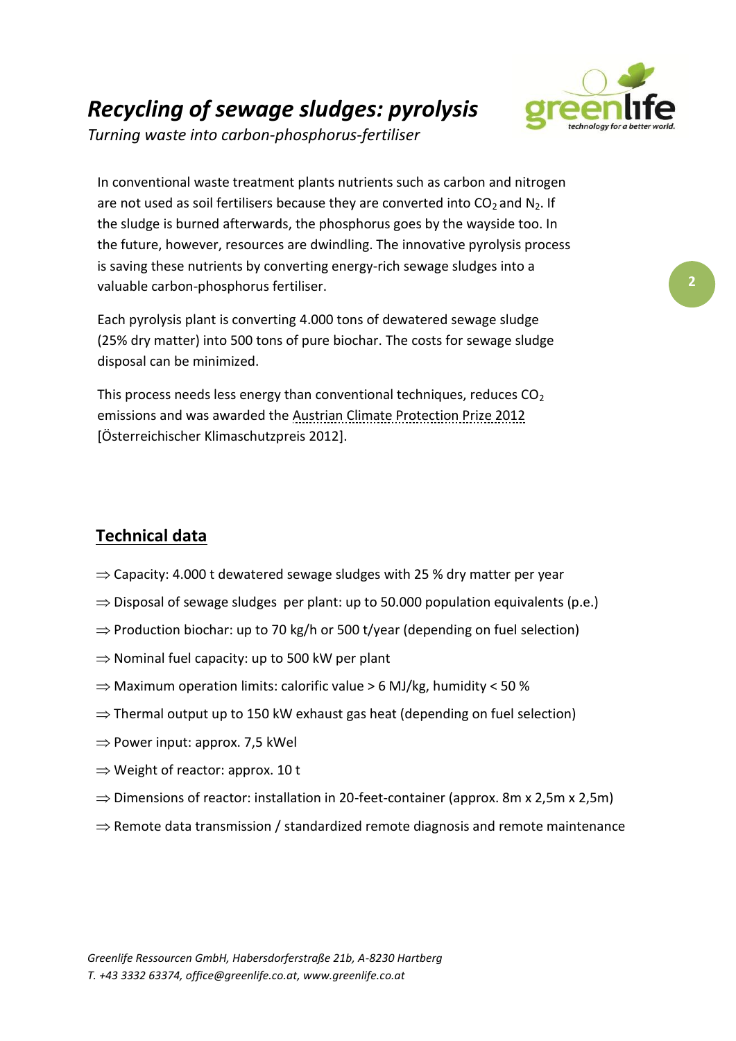# *Recycling of sewage sludges: pyrolysis*

*Turning waste into carbon-phosphorus-fertiliser*

In conventional waste treatment plants nutrients such as carbon and nitrogen are not used as soil fertilisers because they are converted into $CO_2$ and $N_2$. If the sludge is burned afterwards, the phosphorus goes by the wayside too. In the future, however, resources are dwindling. The innovative pyrolysis process is saving these nutrients by converting energy-rich sewage sludges into a valuable carbon-phosphorus fertiliser.

Each pyrolysis plant is converting 4.000 tons of dewatered sewage sludge (25% dry matter) into 500 tons of pure biochar. The costs for sewage sludge disposal can be minimized.

This process needs less energy than conventional techniques, reduces $CO_2$ emissions and was awarded the Austrian Climate Protection Prize 2012 [Österreichischer Klimaschutzpreis 2012].

## Technical data

- ⇒ Capacity: 4.000 t dewatered sewage sludges with 25 % dry matter per year
- ⇒ Disposal of sewage sludges per plant: up to 50.000 population equivalents (p.e.)
- ⇒ Production biochar: up to 70 kg/h or 500 t/year (depending on fuel selection)
- ⇒ Nominal fuel capacity: up to 500 kW per plant
- ⇒ Maximum operation limits: calorific value > 6 MJ/kg, humidity < 50 %
- ⇒ Thermal output up to 150 kW exhaust gas heat (depending on fuel selection)
- ⇒ Power input: approx. 7,5 kWel
- ⇒ Weight of reactor: approx. 10 t
- ⇒ Dimensions of reactor: installation in 20-feet-container (approx. 8m x 2,5m x 2,5m)
- ⇒ Remote data transmission / standardized remote diagnosis and remote maintenance

*Greenlife Ressourcen GmbH, Habersdorferstraße 21b, A-8230 Hartberg*
*T. +43 3332 63374, office@greenlife.co.at, www.greenlife.co.at*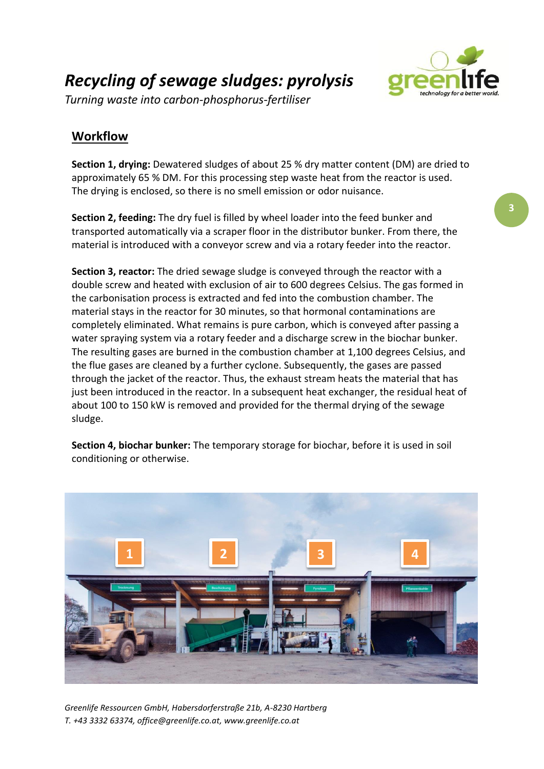# *Recycling of sewage sludges: pyrolysis*

*Turning waste into carbon-phosphorus-fertiliser*

## Workflow

**Section 1, drying:** Dewatered sludges of about 25 % dry matter content (DM) are dried to approximately 65 % DM. For this processing step waste heat from the reactor is used. The drying is enclosed, so there is no smell emission or odor nuisance.

**Section 2, feeding:** The dry fuel is filled by wheel loader into the feed bunker and transported automatically via a scraper floor in the distributor bunker. From there, the material is introduced with a conveyor screw and via a rotary feeder into the reactor.

**Section 3, reactor:** The dried sewage sludge is conveyed through the reactor with a double screw and heated with exclusion of air to 600 degrees Celsius. The gas formed in the carbonisation process is extracted and fed into the combustion chamber. The material stays in the reactor for 30 minutes, so that hormonal contaminations are completely eliminated. What remains is pure carbon, which is conveyed after passing a water spraying system via a rotary feeder and a discharge screw in the biochar bunker. The resulting gases are burned in the combustion chamber at 1,100 degrees Celsius, and the flue gases are cleaned by a further cyclone. Subsequently, the gases are passed through the jacket of the reactor. Thus, the exhaust stream heats the material that has just been introduced in the reactor. In a subsequent heat exchanger, the residual heat of about 100 to 150 kW is removed and provided for the thermal drying of the sewage sludge.

**Section 4, biochar bunker:** The temporary storage for biochar, before it is used in soil conditioning or otherwise.

*Greenlife Ressourcen GmbH, Habersdorferstraße 21b, A-8230 Hartberg*
*T. +43 3332 63374, office@greenlife.co.at, www.greenlife.co.at*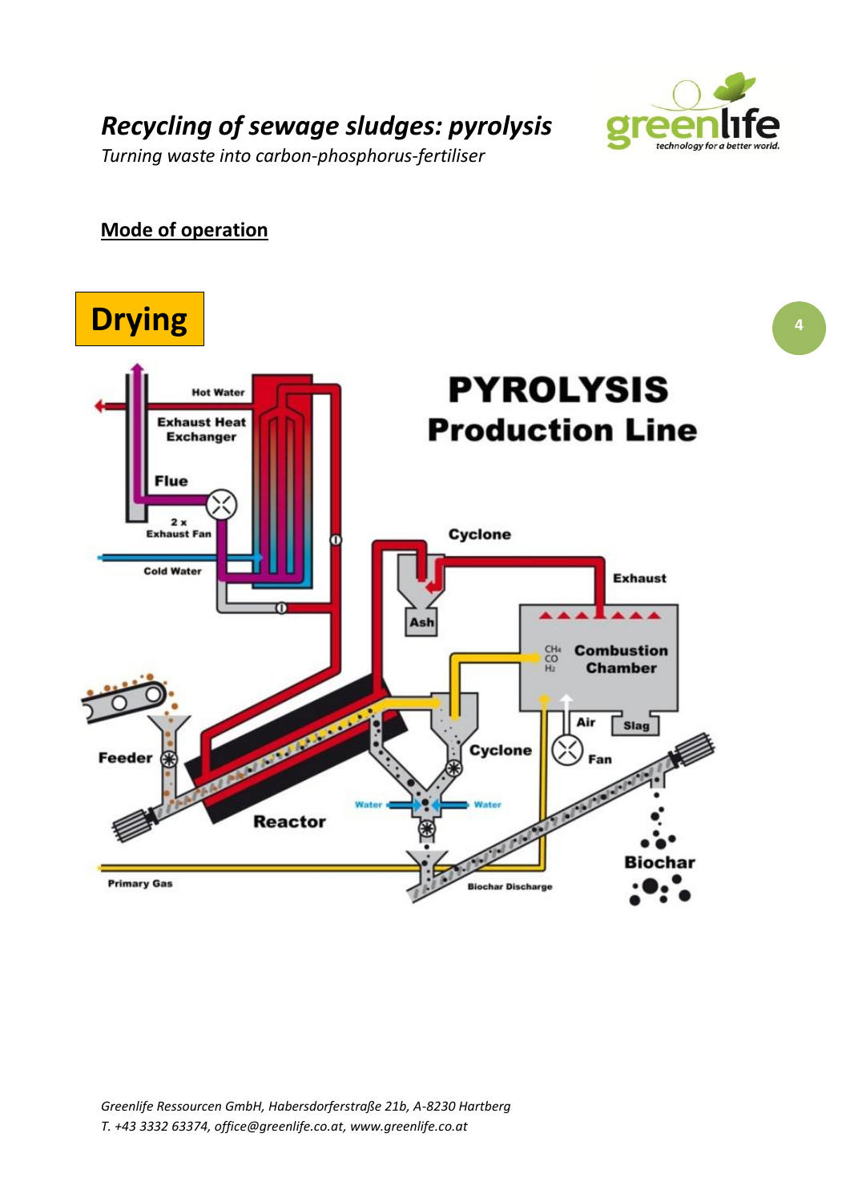# *Recycling of sewage sludges: pyrolysis*

*Turning waste into carbon-phosphorus-fertiliser*

## Mode of operation

**Drying**

**PYROLYSIS Production Line**

Hot Water

Exhaust Heat Exchanger

Flue

2 x Exhaust Fan

Cold Water

Cyclone

Exhaust

Ash

$CH_4$ $CO$ $H_2$ Combustion Chamber

Air

Slag

Fan

Cyclone

Feeder

Water

Water

Reactor

Biochar

Primary Gas

Biochar Discharge

*Greenlife Ressourcen GmbH, Habersdorferstraße 21b, A-8230 Hartberg*
*T. +43 3332 63374, office@greenlife.co.at, www.greenlife.co.at*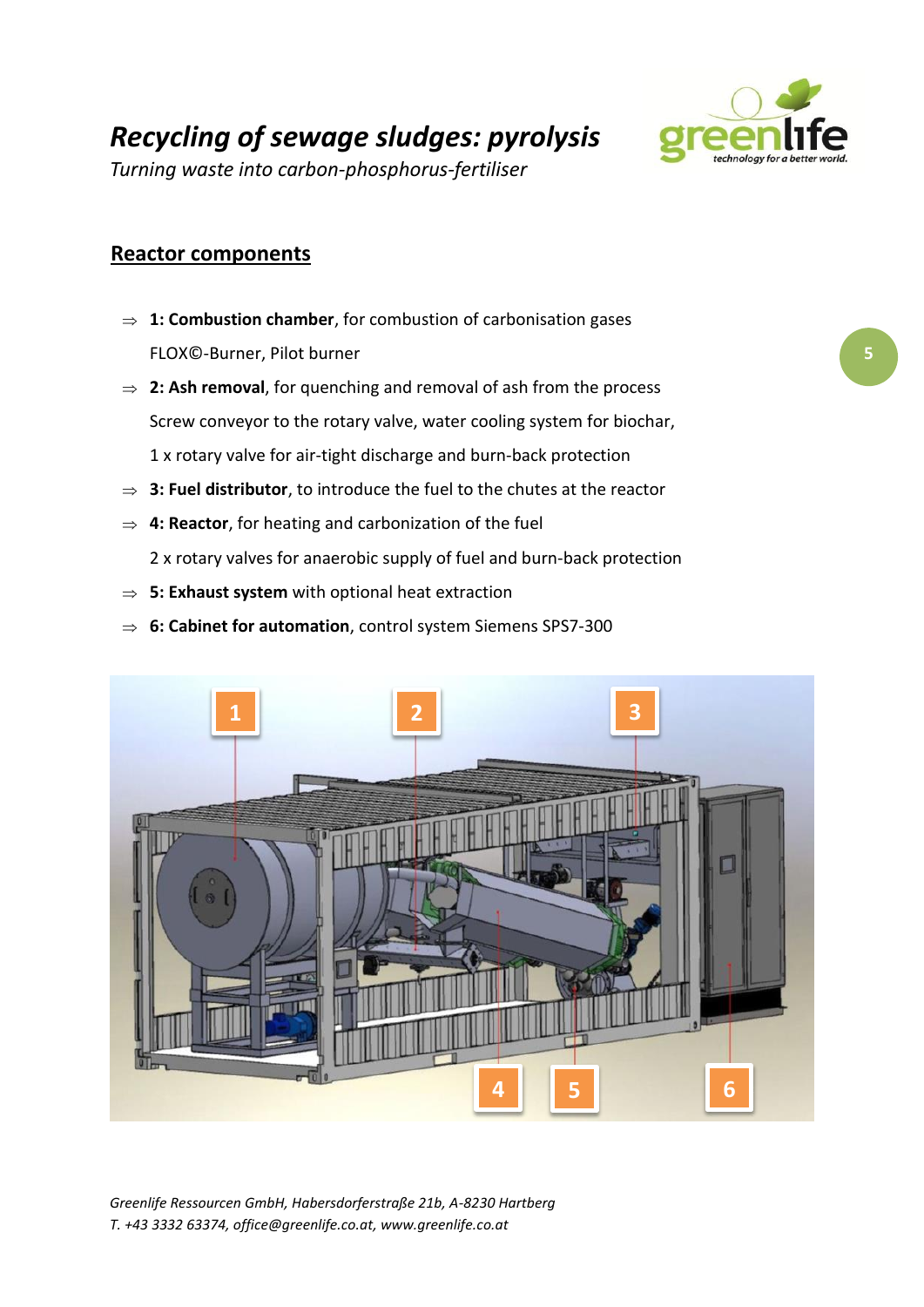# *Recycling of sewage sludges: pyrolysis*

*Turning waste into carbon-phosphorus-fertiliser*

## Reactor components

- **1: Combustion chamber**, for combustion of carbonisation gases
  FLOX©-Burner, Pilot burner
- **2: Ash removal**, for quenching and removal of ash from the process
  Screw conveyor to the rotary valve, water cooling system for biochar,
  1 x rotary valve for air-tight discharge and burn-back protection
- **3: Fuel distributor**, to introduce the fuel to the chutes at the reactor
- **4: Reactor**, for heating and carbonization of the fuel
  2 x rotary valves for anaerobic supply of fuel and burn-back protection
- **5: Exhaust system** with optional heat extraction
- **6: Cabinet for automation**, control system Siemens SPS7-300

1 2 3 4 5 6

*Greenlife Ressourcen GmbH, Habersdorferstraße 21b, A-8230 Hartberg*
*T. +43 3332 63374, office@greenlife.co.at, www.greenlife.co.at*